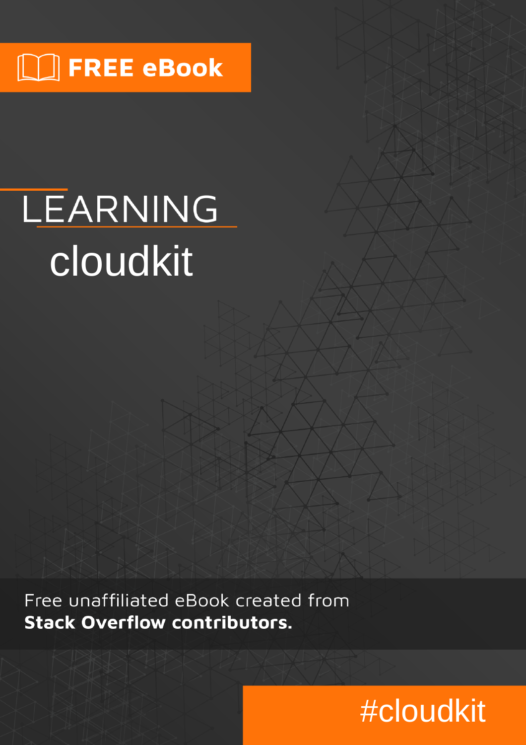FREE eBook

# LEARNING cloudkit

Free unaffiliated eBook created from **Stack Overflow contributors.**

#cloudkit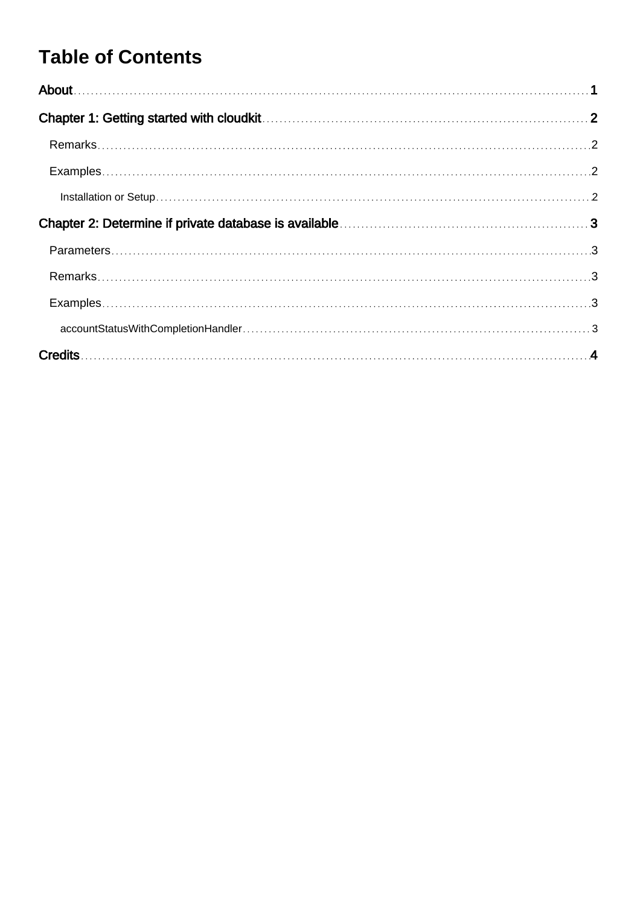# Table of Contents

About ..... 1

Chapter 1: Getting started with cloudkit ..... 2

- Remarks ..... 2
- Examples ..... 2
  - Installation or Setup ..... 2

Chapter 2: Determine if private database is available ..... 3

- Parameters ..... 3
- Remarks ..... 3
- Examples ..... 3
  - accountStatusWithCompletionHandler ..... 3

Credits ..... 4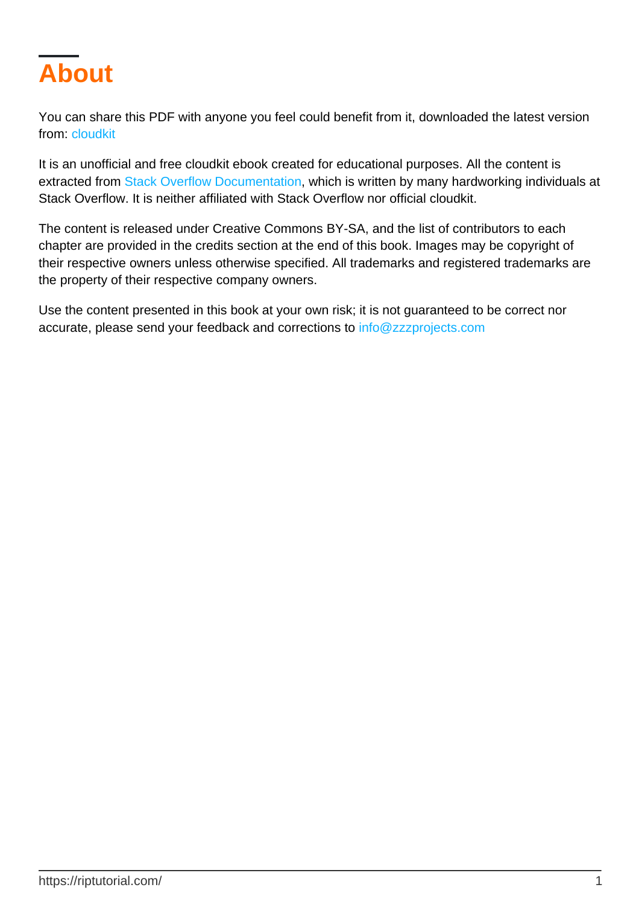# About

You can share this PDF with anyone you feel could benefit from it, downloaded the latest version from: cloudkit

It is an unofficial and free cloudkit ebook created for educational purposes. All the content is extracted from Stack Overflow Documentation, which is written by many hardworking individuals at Stack Overflow. It is neither affiliated with Stack Overflow nor official cloudkit.

The content is released under Creative Commons BY-SA, and the list of contributors to each chapter are provided in the credits section at the end of this book. Images may be copyright of their respective owners unless otherwise specified. All trademarks and registered trademarks are the property of their respective company owners.

Use the content presented in this book at your own risk; it is not guaranteed to be correct nor accurate, please send your feedback and corrections to info@zzzprojects.com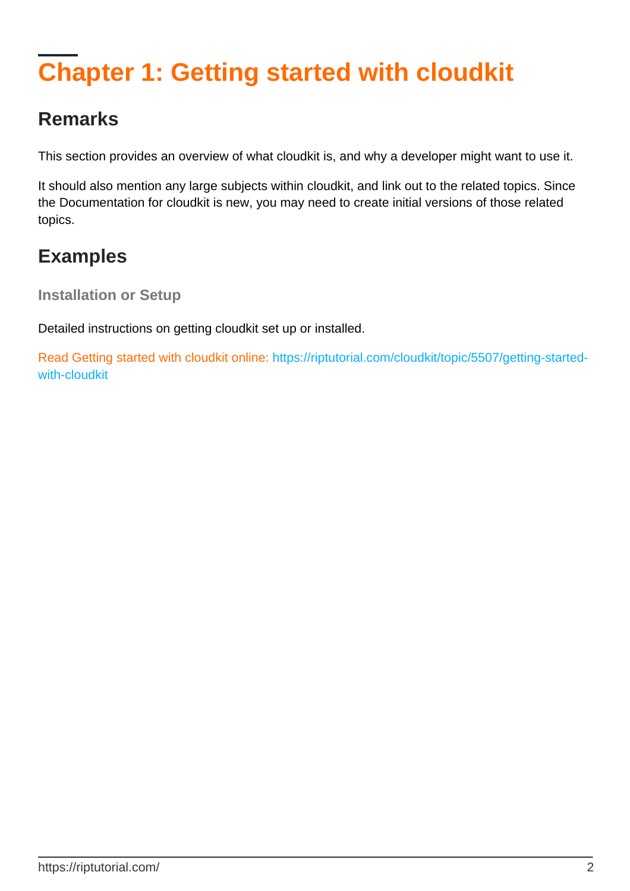# Chapter 1: Getting started with cloudkit

## Remarks

This section provides an overview of what cloudkit is, and why a developer might want to use it.

It should also mention any large subjects within cloudkit, and link out to the related topics. Since the Documentation for cloudkit is new, you may need to create initial versions of those related topics.

## Examples

### Installation or Setup

Detailed instructions on getting cloudkit set up or installed.

Read Getting started with cloudkit online: https://riptutorial.com/cloudkit/topic/5507/getting-started-with-cloudkit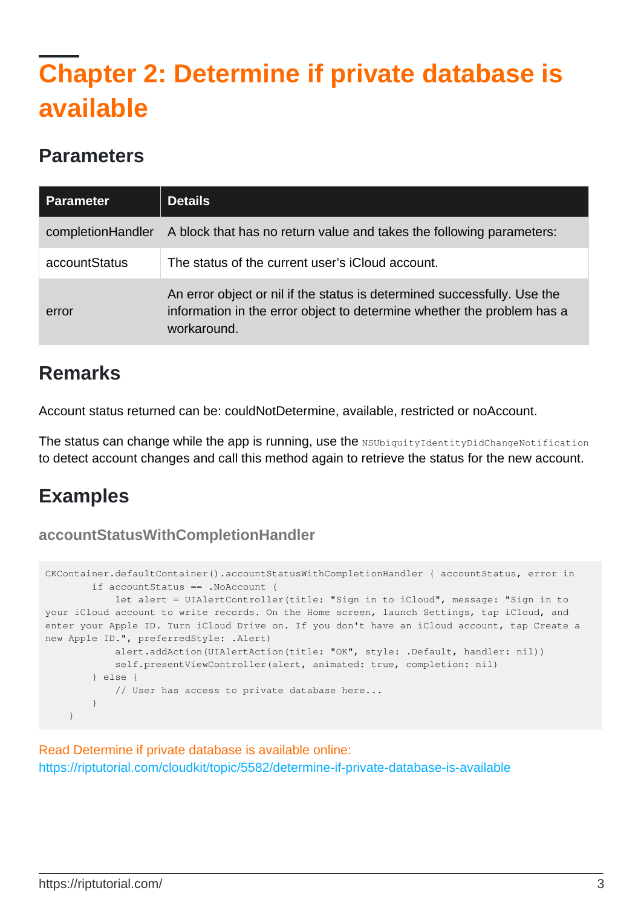# Chapter 2: Determine if private database is available

## Parameters

| Parameter | Details |
|---|---|
| completionHandler | A block that has no return value and takes the following parameters: |
| accountStatus | The status of the current user's iCloud account. |
| error | An error object or nil if the status is determined successfully. Use the information in the error object to determine whether the problem has a workaround. |

## Remarks

Account status returned can be: couldNotDetermine, available, restricted or noAccount.

The status can change while the app is running, use the `NSUbiquityIdentityDidChangeNotification` to detect account changes and call this method again to retrieve the status for the new account.

## Examples

### accountStatusWithCompletionHandler

```
CKContainer.defaultContainer().accountStatusWithCompletionHandler { accountStatus, error in
        if accountStatus == .NoAccount {
            let alert = UIAlertController(title: "Sign in to iCloud", message: "Sign in to your iCloud account to write records. On the Home screen, launch Settings, tap iCloud, and enter your Apple ID. Turn iCloud Drive on. If you don't have an iCloud account, tap Create a new Apple ID.", preferredStyle: .Alert)
            alert.addAction(UIAlertAction(title: "OK", style: .Default, handler: nil))
            self.presentViewController(alert, animated: true, completion: nil)
        } else {
            // User has access to private database here...
        }
    }
```

Read Determine if private database is available online: https://riptutorial.com/cloudkit/topic/5582/determine-if-private-database-is-available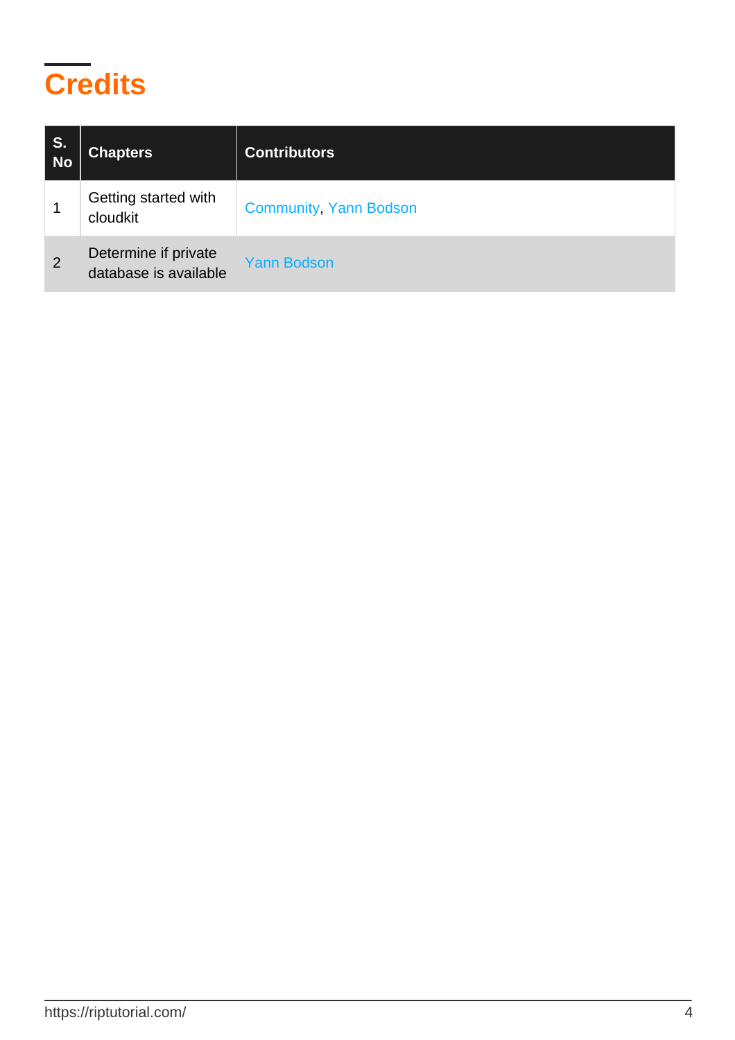# Credits

| S. No | Chapters | Contributors |
| --- | --- | --- |
| 1 | Getting started with cloudkit | Community, Yann Bodson |
| 2 | Determine if private database is available | Yann Bodson |